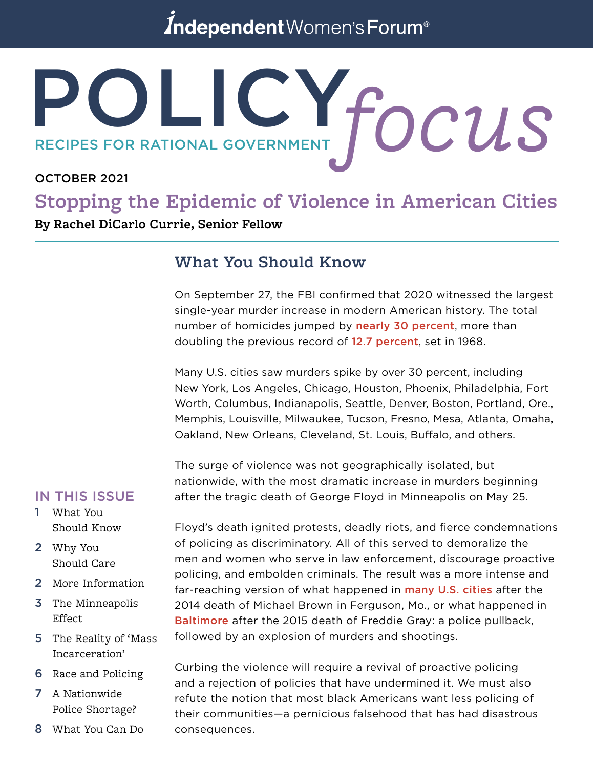Independent Women's Forum®

# POLICY *focus*

RECIPES FOR RATIONAL GOVERNMENT

OCTOBER 2021

## Stopping the Epidemic of Violence in American Cities

**By Rachel DiCarlo Currie, Senior Fellow**

### IN THIS ISSUE

1 What You Should Know
2 Why You Should Care
2 More Information
3 The Minneapolis Effect
5 The Reality of 'Mass Incarceration'
6 Race and Policing
7 A Nationwide Police Shortage?
8 What You Can Do

## What You Should Know

On September 27, the FBI confirmed that 2020 witnessed the largest single-year murder increase in modern American history. The total number of homicides jumped by nearly 30 percent, more than doubling the previous record of 12.7 percent, set in 1968.

Many U.S. cities saw murders spike by over 30 percent, including New York, Los Angeles, Chicago, Houston, Phoenix, Philadelphia, Fort Worth, Columbus, Indianapolis, Seattle, Denver, Boston, Portland, Ore., Memphis, Louisville, Milwaukee, Tucson, Fresno, Mesa, Atlanta, Omaha, Oakland, New Orleans, Cleveland, St. Louis, Buffalo, and others.

The surge of violence was not geographically isolated, but nationwide, with the most dramatic increase in murders beginning after the tragic death of George Floyd in Minneapolis on May 25.

Floyd's death ignited protests, deadly riots, and fierce condemnations of policing as discriminatory. All of this served to demoralize the men and women who serve in law enforcement, discourage proactive policing, and embolden criminals. The result was a more intense and far-reaching version of what happened in many U.S. cities after the 2014 death of Michael Brown in Ferguson, Mo., or what happened in Baltimore after the 2015 death of Freddie Gray: a police pullback, followed by an explosion of murders and shootings.

Curbing the violence will require a revival of proactive policing and a rejection of policies that have undermined it. We must also refute the notion that most black Americans want less policing of their communities—a pernicious falsehood that has had disastrous consequences.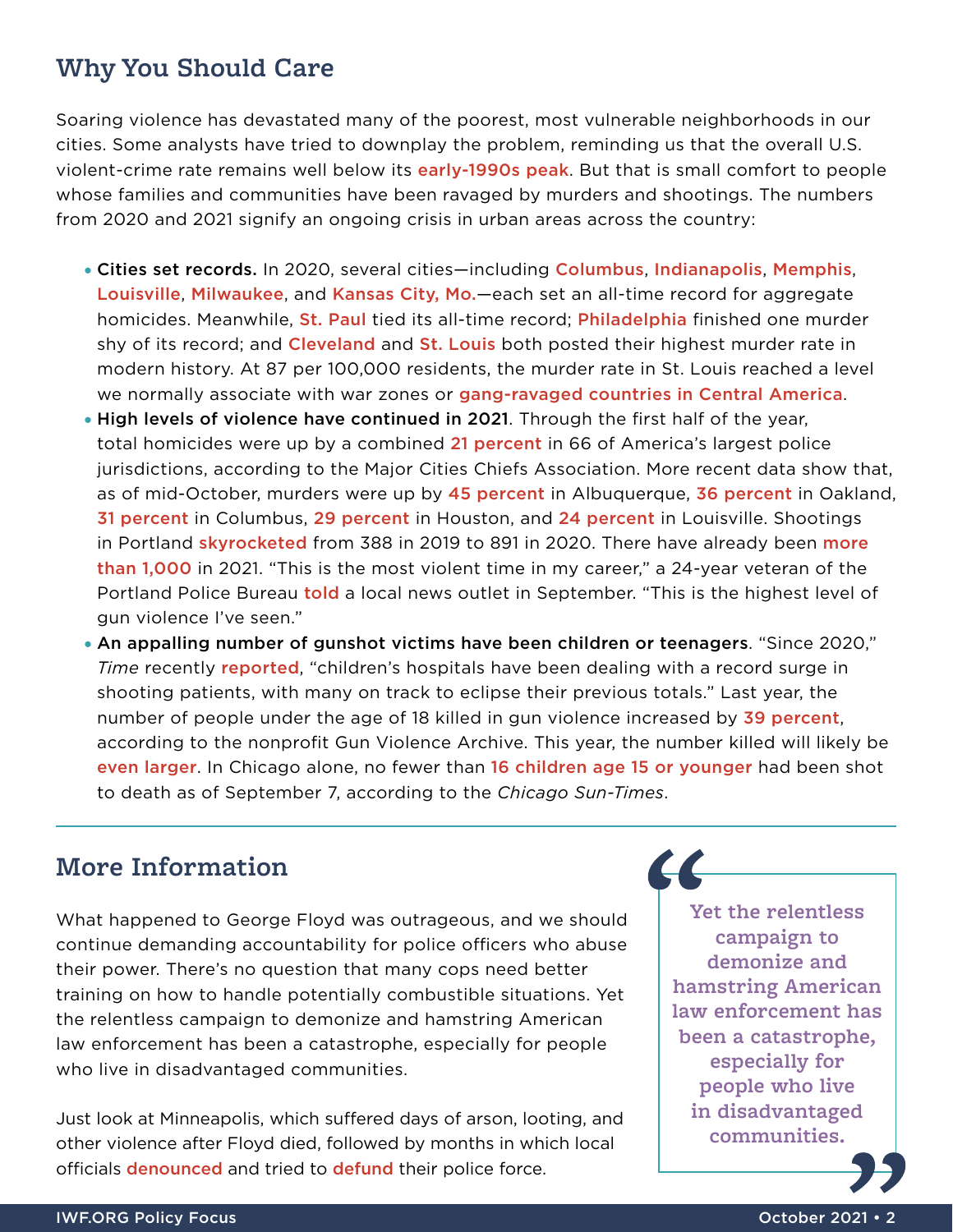## Why You Should Care

Soaring violence has devastated many of the poorest, most vulnerable neighborhoods in our cities. Some analysts have tried to downplay the problem, reminding us that the overall U.S. violent-crime rate remains well below its early-1990s peak. But that is small comfort to people whose families and communities have been ravaged by murders and shootings. The numbers from 2020 and 2021 signify an ongoing crisis in urban areas across the country:

- **Cities set records.** In 2020, several cities—including Columbus, Indianapolis, Memphis, Louisville, Milwaukee, and Kansas City, Mo.—each set an all-time record for aggregate homicides. Meanwhile, St. Paul tied its all-time record; Philadelphia finished one murder shy of its record; and Cleveland and St. Louis both posted their highest murder rate in modern history. At 87 per 100,000 residents, the murder rate in St. Louis reached a level we normally associate with war zones or gang-ravaged countries in Central America.
- **High levels of violence have continued in 2021**. Through the first half of the year, total homicides were up by a combined 21 percent in 66 of America's largest police jurisdictions, according to the Major Cities Chiefs Association. More recent data show that, as of mid-October, murders were up by 45 percent in Albuquerque, 36 percent in Oakland, 31 percent in Columbus, 29 percent in Houston, and 24 percent in Louisville. Shootings in Portland skyrocketed from 388 in 2019 to 891 in 2020. There have already been more than 1,000 in 2021. "This is the most violent time in my career," a 24-year veteran of the Portland Police Bureau told a local news outlet in September. "This is the highest level of gun violence I've seen."
- **An appalling number of gunshot victims have been children or teenagers**. "Since 2020," *Time* recently reported, "children's hospitals have been dealing with a record surge in shooting patients, with many on track to eclipse their previous totals." Last year, the number of people under the age of 18 killed in gun violence increased by 39 percent, according to the nonprofit Gun Violence Archive. This year, the number killed will likely be even larger. In Chicago alone, no fewer than 16 children age 15 or younger had been shot to death as of September 7, according to the *Chicago Sun-Times*.

## More Information

What happened to George Floyd was outrageous, and we should continue demanding accountability for police officers who abuse their power. There's no question that many cops need better training on how to handle potentially combustible situations. Yet the relentless campaign to demonize and hamstring American law enforcement has been a catastrophe, especially for people who live in disadvantaged communities.

> "Yet the relentless campaign to demonize and hamstring American law enforcement has been a catastrophe, especially for people who live in disadvantaged communities."

Just look at Minneapolis, which suffered days of arson, looting, and other violence after Floyd died, followed by months in which local officials denounced and tried to defund their police force.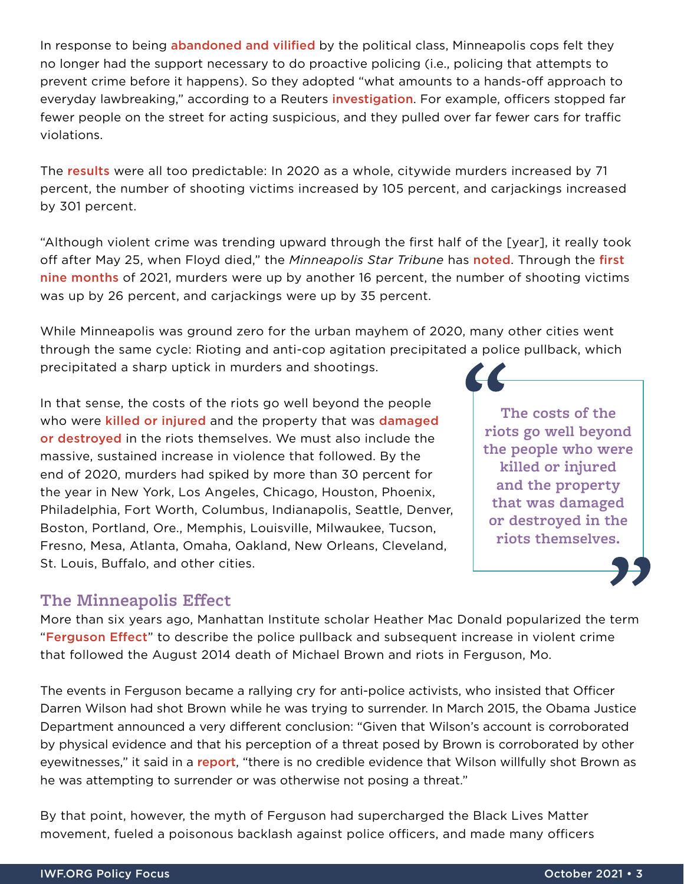In response to being abandoned and vilified by the political class, Minneapolis cops felt they no longer had the support necessary to do proactive policing (i.e., policing that attempts to prevent crime before it happens). So they adopted "what amounts to a hands-off approach to everyday lawbreaking," according to a Reuters investigation. For example, officers stopped far fewer people on the street for acting suspicious, and they pulled over far fewer cars for traffic violations.

The results were all too predictable: In 2020 as a whole, citywide murders increased by 71 percent, the number of shooting victims increased by 105 percent, and carjackings increased by 301 percent.

"Although violent crime was trending upward through the first half of the [year], it really took off after May 25, when Floyd died," the *Minneapolis Star Tribune* has noted. Through the first nine months of 2021, murders were up by another 16 percent, the number of shooting victims was up by 26 percent, and carjackings were up by 35 percent.

While Minneapolis was ground zero for the urban mayhem of 2020, many other cities went through the same cycle: Rioting and anti-cop agitation precipitated a police pullback, which precipitated a sharp uptick in murders and shootings.

In that sense, the costs of the riots go well beyond the people who were killed or injured and the property that was damaged or destroyed in the riots themselves. We must also include the massive, sustained increase in violence that followed. By the end of 2020, murders had spiked by more than 30 percent for the year in New York, Los Angeles, Chicago, Houston, Phoenix, Philadelphia, Fort Worth, Columbus, Indianapolis, Seattle, Denver, Boston, Portland, Ore., Memphis, Louisville, Milwaukee, Tucson, Fresno, Mesa, Atlanta, Omaha, Oakland, New Orleans, Cleveland, St. Louis, Buffalo, and other cities.

> **The costs of the riots go well beyond the people who were killed or injured and the property that was damaged or destroyed in the riots themselves.**

## The Minneapolis Effect

More than six years ago, Manhattan Institute scholar Heather Mac Donald popularized the term "Ferguson Effect" to describe the police pullback and subsequent increase in violent crime that followed the August 2014 death of Michael Brown and riots in Ferguson, Mo.

The events in Ferguson became a rallying cry for anti-police activists, who insisted that Officer Darren Wilson had shot Brown while he was trying to surrender. In March 2015, the Obama Justice Department announced a very different conclusion: "Given that Wilson's account is corroborated by physical evidence and that his perception of a threat posed by Brown is corroborated by other eyewitnesses," it said in a report, "there is no credible evidence that Wilson willfully shot Brown as he was attempting to surrender or was otherwise not posing a threat."

By that point, however, the myth of Ferguson had supercharged the Black Lives Matter movement, fueled a poisonous backlash against police officers, and made many officers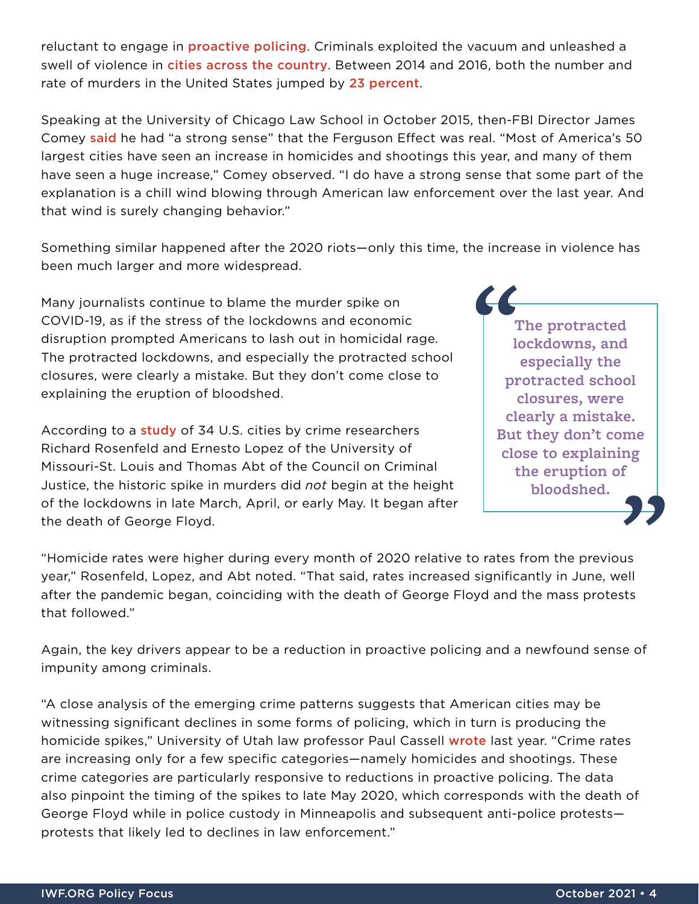reluctant to engage in proactive policing. Criminals exploited the vacuum and unleashed a swell of violence in cities across the country. Between 2014 and 2016, both the number and rate of murders in the United States jumped by 23 percent.

Speaking at the University of Chicago Law School in October 2015, then-FBI Director James Comey said he had "a strong sense" that the Ferguson Effect was real. "Most of America's 50 largest cities have seen an increase in homicides and shootings this year, and many of them have seen a huge increase," Comey observed. "I do have a strong sense that some part of the explanation is a chill wind blowing through American law enforcement over the last year. And that wind is surely changing behavior."

Something similar happened after the 2020 riots—only this time, the increase in violence has been much larger and more widespread.

Many journalists continue to blame the murder spike on COVID-19, as if the stress of the lockdowns and economic disruption prompted Americans to lash out in homicidal rage. The protracted lockdowns, and especially the protracted school closures, were clearly a mistake. But they don't come close to explaining the eruption of bloodshed.

> **"The protracted lockdowns, and especially the protracted school closures, were clearly a mistake. But they don't come close to explaining the eruption of bloodshed."**

According to a study of 34 U.S. cities by crime researchers Richard Rosenfeld and Ernesto Lopez of the University of Missouri-St. Louis and Thomas Abt of the Council on Criminal Justice, the historic spike in murders did *not* begin at the height of the lockdowns in late March, April, or early May. It began after the death of George Floyd.

"Homicide rates were higher during every month of 2020 relative to rates from the previous year," Rosenfeld, Lopez, and Abt noted. "That said, rates increased significantly in June, well after the pandemic began, coinciding with the death of George Floyd and the mass protests that followed."

Again, the key drivers appear to be a reduction in proactive policing and a newfound sense of impunity among criminals.

"A close analysis of the emerging crime patterns suggests that American cities may be witnessing significant declines in some forms of policing, which in turn is producing the homicide spikes," University of Utah law professor Paul Cassell wrote last year. "Crime rates are increasing only for a few specific categories—namely homicides and shootings. These crime categories are particularly responsive to reductions in proactive policing. The data also pinpoint the timing of the spikes to late May 2020, which corresponds with the death of George Floyd while in police custody in Minneapolis and subsequent anti-police protests—protests that likely led to declines in law enforcement."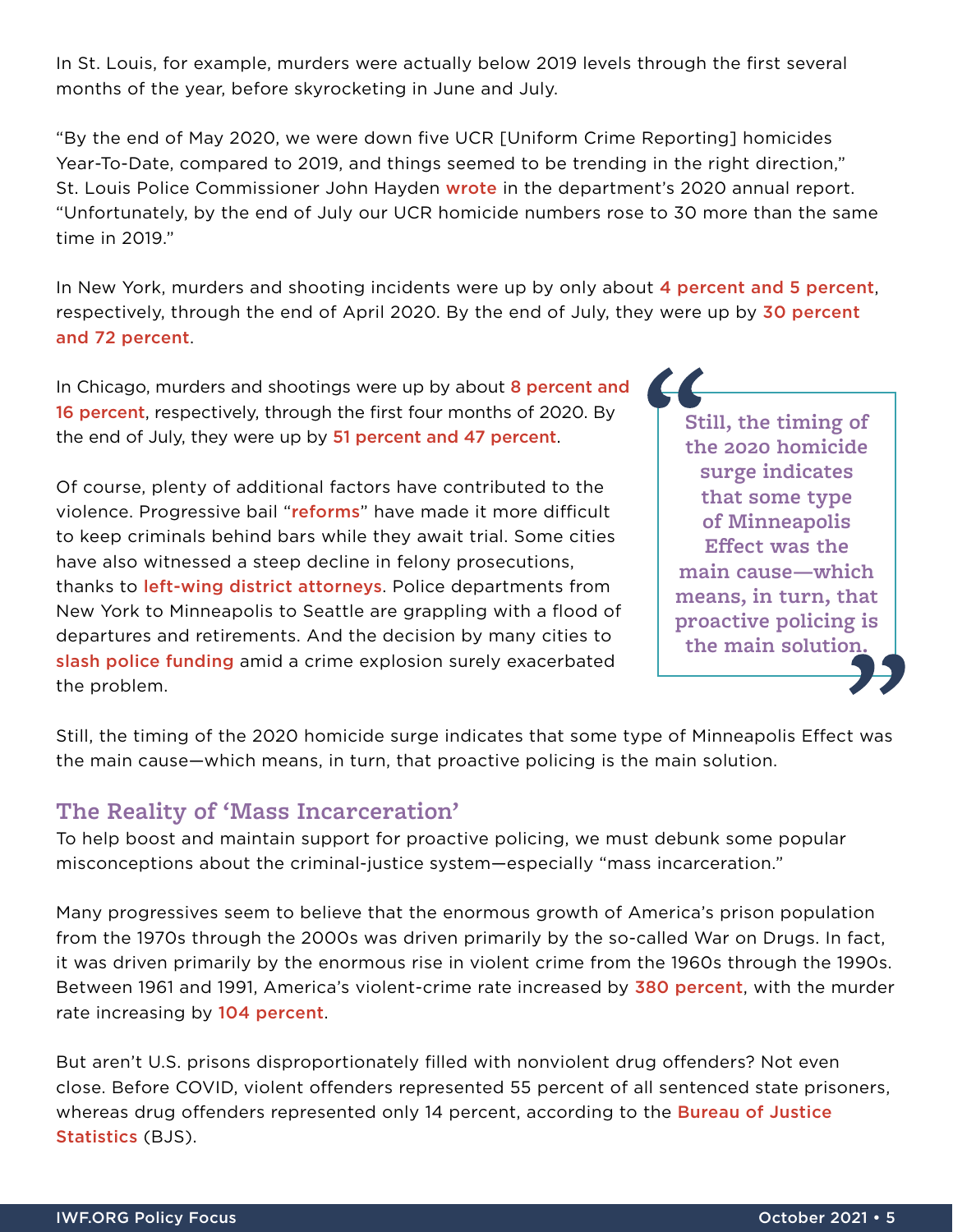In St. Louis, for example, murders were actually below 2019 levels through the first several months of the year, before skyrocketing in June and July.

"By the end of May 2020, we were down five UCR [Uniform Crime Reporting] homicides Year-To-Date, compared to 2019, and things seemed to be trending in the right direction," St. Louis Police Commissioner John Hayden wrote in the department's 2020 annual report. "Unfortunately, by the end of July our UCR homicide numbers rose to 30 more than the same time in 2019."

In New York, murders and shooting incidents were up by only about 4 percent and 5 percent, respectively, through the end of April 2020. By the end of July, they were up by 30 percent and 72 percent.

In Chicago, murders and shootings were up by about 8 percent and 16 percent, respectively, through the first four months of 2020. By the end of July, they were up by 51 percent and 47 percent.

Of course, plenty of additional factors have contributed to the violence. Progressive bail "reforms" have made it more difficult to keep criminals behind bars while they await trial. Some cities have also witnessed a steep decline in felony prosecutions, thanks to left-wing district attorneys. Police departments from New York to Minneapolis to Seattle are grappling with a flood of departures and retirements. And the decision by many cities to slash police funding amid a crime explosion surely exacerbated the problem.

> "Still, the timing of the 2020 homicide surge indicates that some type of Minneapolis Effect was the main cause—which means, in turn, that proactive policing is the main solution."

Still, the timing of the 2020 homicide surge indicates that some type of Minneapolis Effect was the main cause—which means, in turn, that proactive policing is the main solution.

## The Reality of 'Mass Incarceration'

To help boost and maintain support for proactive policing, we must debunk some popular misconceptions about the criminal-justice system—especially "mass incarceration."

Many progressives seem to believe that the enormous growth of America's prison population from the 1970s through the 2000s was driven primarily by the so-called War on Drugs. In fact, it was driven primarily by the enormous rise in violent crime from the 1960s through the 1990s. Between 1961 and 1991, America's violent-crime rate increased by 380 percent, with the murder rate increasing by 104 percent.

But aren't U.S. prisons disproportionately filled with nonviolent drug offenders? Not even close. Before COVID, violent offenders represented 55 percent of all sentenced state prisoners, whereas drug offenders represented only 14 percent, according to the Bureau of Justice Statistics (BJS).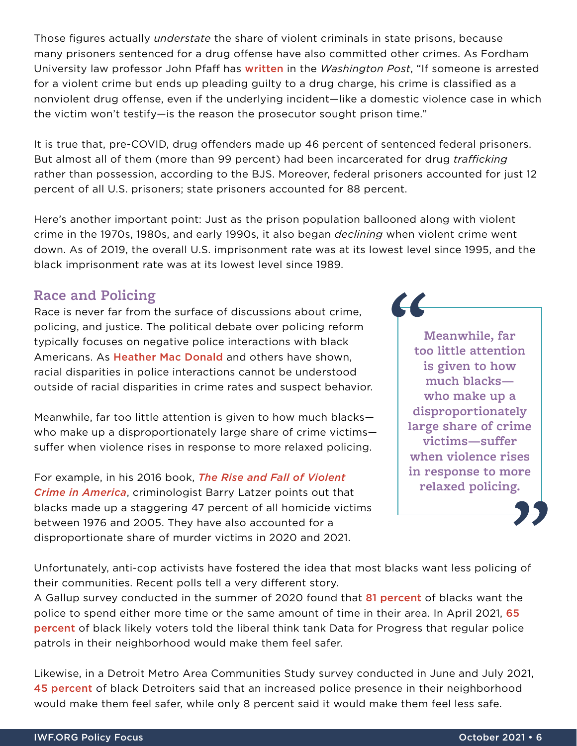Those figures actually *understate* the share of violent criminals in state prisons, because many prisoners sentenced for a drug offense have also committed other crimes. As Fordham University law professor John Pfaff has **written** in the *Washington Post*, "If someone is arrested for a violent crime but ends up pleading guilty to a drug charge, his crime is classified as a nonviolent drug offense, even if the underlying incident—like a domestic violence case in which the victim won't testify—is the reason the prosecutor sought prison time."

It is true that, pre-COVID, drug offenders made up 46 percent of sentenced federal prisoners. But almost all of them (more than 99 percent) had been incarcerated for drug *trafficking* rather than possession, according to the BJS. Moreover, federal prisoners accounted for just 12 percent of all U.S. prisoners; state prisoners accounted for 88 percent.

Here's another important point: Just as the prison population ballooned along with violent crime in the 1970s, 1980s, and early 1990s, it also began *declining* when violent crime went down. As of 2019, the overall U.S. imprisonment rate was at its lowest level since 1995, and the black imprisonment rate was at its lowest level since 1989.

## Race and Policing

Race is never far from the surface of discussions about crime, policing, and justice. The political debate over policing reform typically focuses on negative police interactions with black Americans. As **Heather Mac Donald** and others have shown, racial disparities in police interactions cannot be understood outside of racial disparities in crime rates and suspect behavior.

Meanwhile, far too little attention is given to how much blacks—who make up a disproportionately large share of crime victims—suffer when violence rises in response to more relaxed policing.

> **"Meanwhile, far too little attention is given to how much blacks—who make up a disproportionately large share of crime victims—suffer when violence rises in response to more relaxed policing."**

For example, in his 2016 book, ***The Rise and Fall of Violent Crime in America***, criminologist Barry Latzer points out that blacks made up a staggering 47 percent of all homicide victims between 1976 and 2005. They have also accounted for a disproportionate share of murder victims in 2020 and 2021.

Unfortunately, anti-cop activists have fostered the idea that most blacks want less policing of their communities. Recent polls tell a very different story.
A Gallup survey conducted in the summer of 2020 found that **81 percent** of blacks want the police to spend either more time or the same amount of time in their area. In April 2021, **65 percent** of black likely voters told the liberal think tank Data for Progress that regular police patrols in their neighborhood would make them feel safer.

Likewise, in a Detroit Metro Area Communities Study survey conducted in June and July 2021, **45 percent** of black Detroiters said that an increased police presence in their neighborhood would make them feel safer, while only 8 percent said it would make them feel less safe.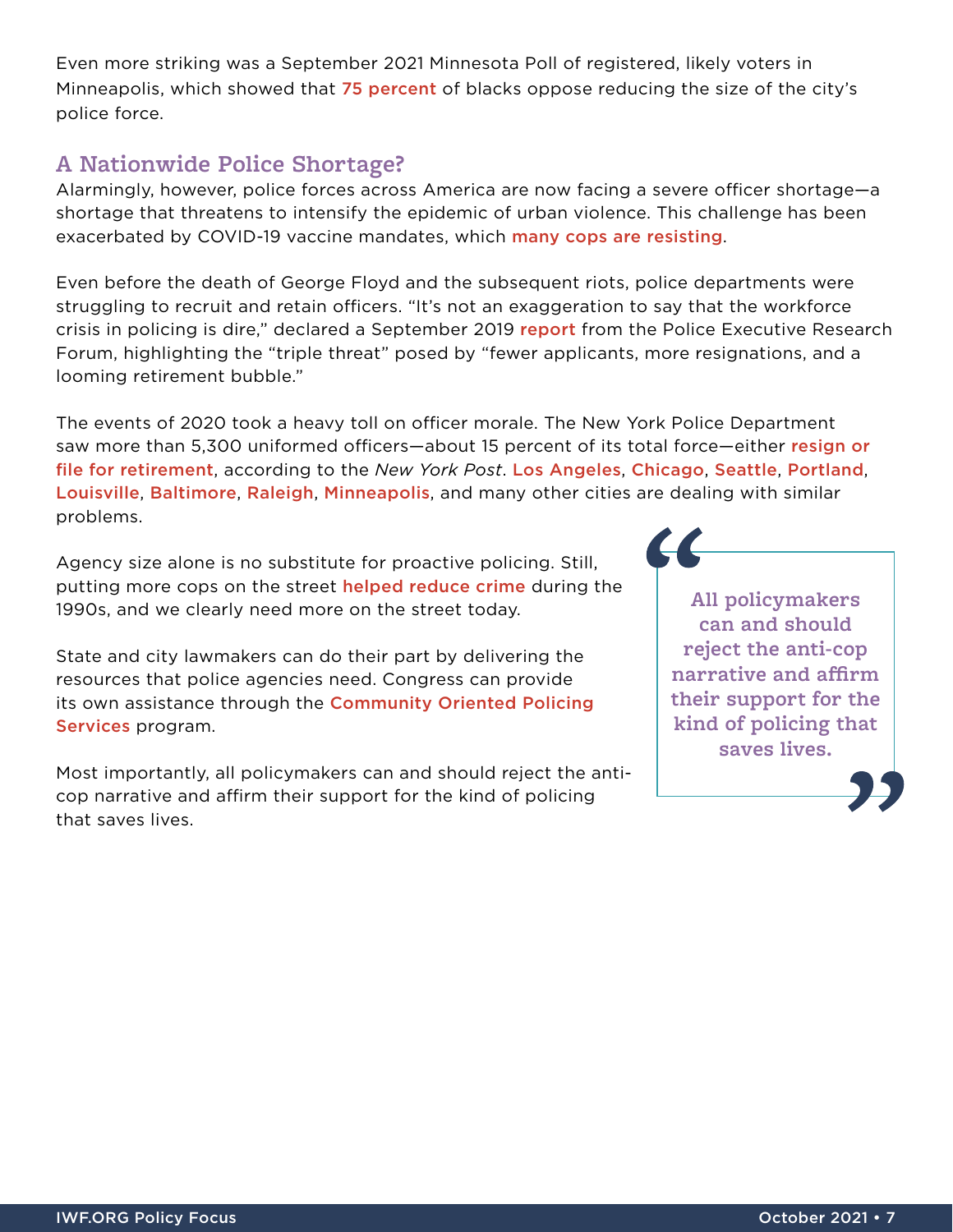Even more striking was a September 2021 Minnesota Poll of registered, likely voters in Minneapolis, which showed that 75 percent of blacks oppose reducing the size of the city's police force.

## A Nationwide Police Shortage?

Alarmingly, however, police forces across America are now facing a severe officer shortage—a shortage that threatens to intensify the epidemic of urban violence. This challenge has been exacerbated by COVID-19 vaccine mandates, which many cops are resisting.

Even before the death of George Floyd and the subsequent riots, police departments were struggling to recruit and retain officers. "It's not an exaggeration to say that the workforce crisis in policing is dire," declared a September 2019 report from the Police Executive Research Forum, highlighting the "triple threat" posed by "fewer applicants, more resignations, and a looming retirement bubble."

The events of 2020 took a heavy toll on officer morale. The New York Police Department saw more than 5,300 uniformed officers—about 15 percent of its total force—either resign or file for retirement, according to the *New York Post*. Los Angeles, Chicago, Seattle, Portland, Louisville, Baltimore, Raleigh, Minneapolis, and many other cities are dealing with similar problems.

Agency size alone is no substitute for proactive policing. Still, putting more cops on the street helped reduce crime during the 1990s, and we clearly need more on the street today.

State and city lawmakers can do their part by delivering the resources that police agencies need. Congress can provide its own assistance through the Community Oriented Policing Services program.

Most importantly, all policymakers can and should reject the anti-cop narrative and affirm their support for the kind of policing that saves lives.

> **"All policymakers can and should reject the anti-cop narrative and affirm their support for the kind of policing that saves lives."**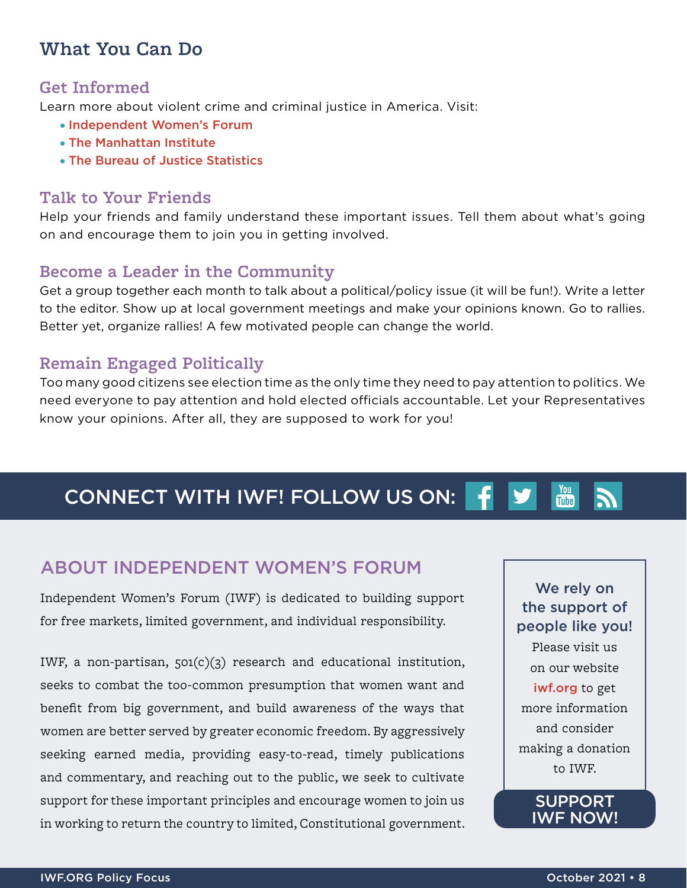## What You Can Do

### Get Informed

Learn more about violent crime and criminal justice in America. Visit:

- Independent Women's Forum
- The Manhattan Institute
- The Bureau of Justice Statistics

### Talk to Your Friends

Help your friends and family understand these important issues. Tell them about what's going on and encourage them to join you in getting involved.

### Become a Leader in the Community

Get a group together each month to talk about a political/policy issue (it will be fun!). Write a letter to the editor. Show up at local government meetings and make your opinions known. Go to rallies. Better yet, organize rallies! A few motivated people can change the world.

### Remain Engaged Politically

Too many good citizens see election time as the only time they need to pay attention to politics. We need everyone to pay attention and hold elected officials accountable. Let your Representatives know your opinions. After all, they are supposed to work for you!

**CONNECT WITH IWF! FOLLOW US ON:**

## ABOUT INDEPENDENT WOMEN'S FORUM

Independent Women's Forum (IWF) is dedicated to building support for free markets, limited government, and individual responsibility.

IWF, a non-partisan, 501(c)(3) research and educational institution, seeks to combat the too-common presumption that women want and benefit from big government, and build awareness of the ways that women are better served by greater economic freedom. By aggressively seeking earned media, providing easy-to-read, timely publications and commentary, and reaching out to the public, we seek to cultivate support for these important principles and encourage women to join us in working to return the country to limited, Constitutional government.

**We rely on the support of people like you!**

Please visit us on our website iwf.org to get more information and consider making a donation to IWF.

**SUPPORT IWF NOW!**